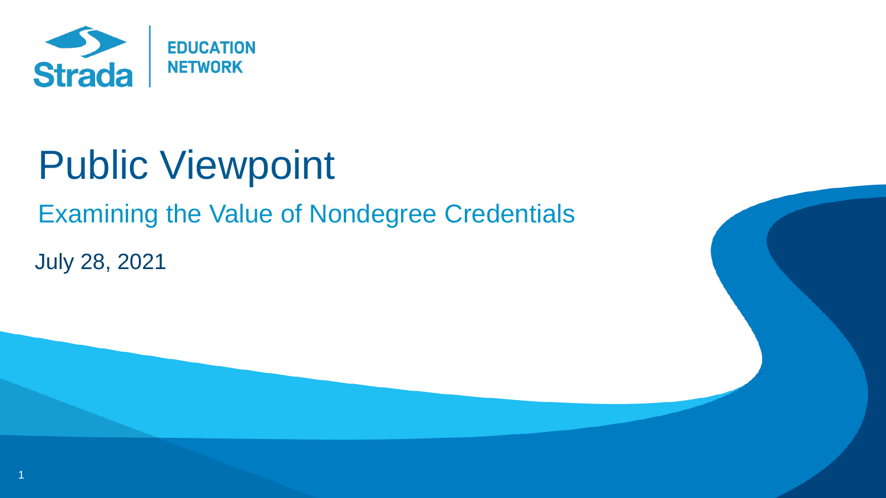Strada | EDUCATION NETWORK

# Public Viewpoint

## Examining the Value of Nondegree Credentials

July 28, 2021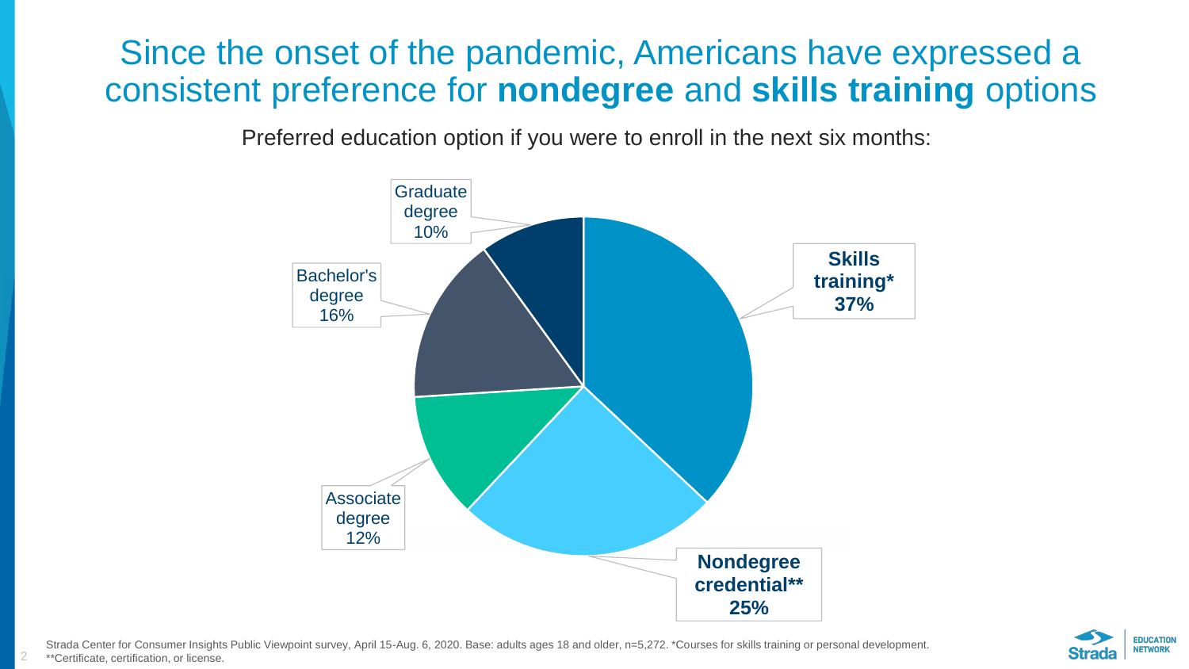# Since the onset of the pandemic, Americans have expressed a consistent preference for **nondegree** and **skills training** options

Preferred education option if you were to enroll in the next six months:

| Option | Percentage |
|---|---|
| **Skills training*** | **37%** |
| **Nondegree credential**** | **25%** |
| Associate degree | 12% |
| Bachelor's degree | 16% |
| Graduate degree | 10% |

Strada Center for Consumer Insights Public Viewpoint survey, April 15-Aug. 6, 2020. Base: adults ages 18 and older, n=5,272. *Courses for skills training or personal development.
**Certificate, certification, or license.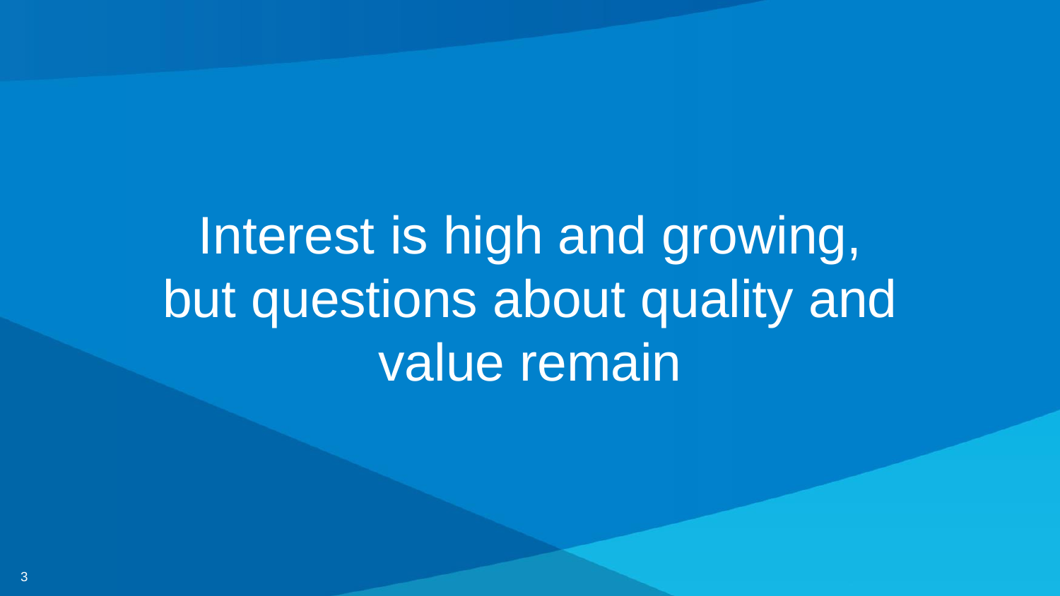# Interest is high and growing, but questions about quality and value remain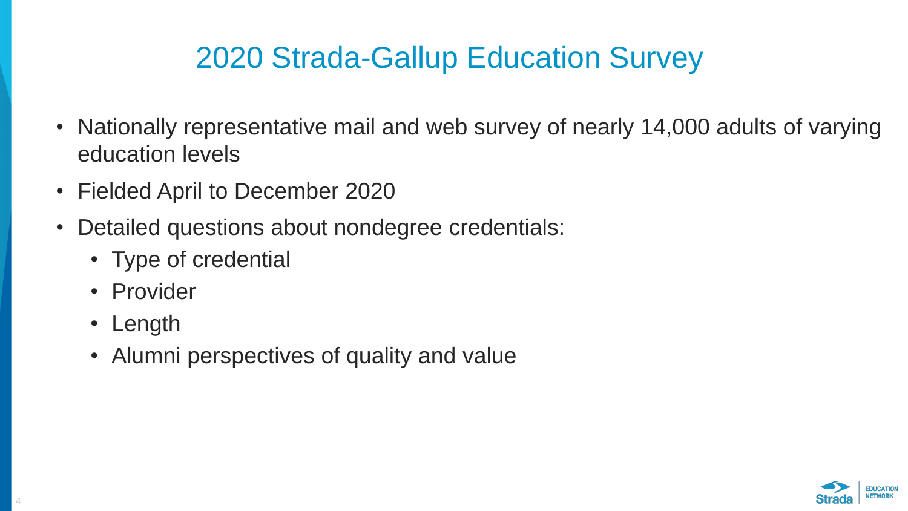# 2020 Strada-Gallup Education Survey

- Nationally representative mail and web survey of nearly 14,000 adults of varying education levels
- Fielded April to December 2020
- Detailed questions about nondegree credentials:
  - Type of credential
  - Provider
  - Length
  - Alumni perspectives of quality and value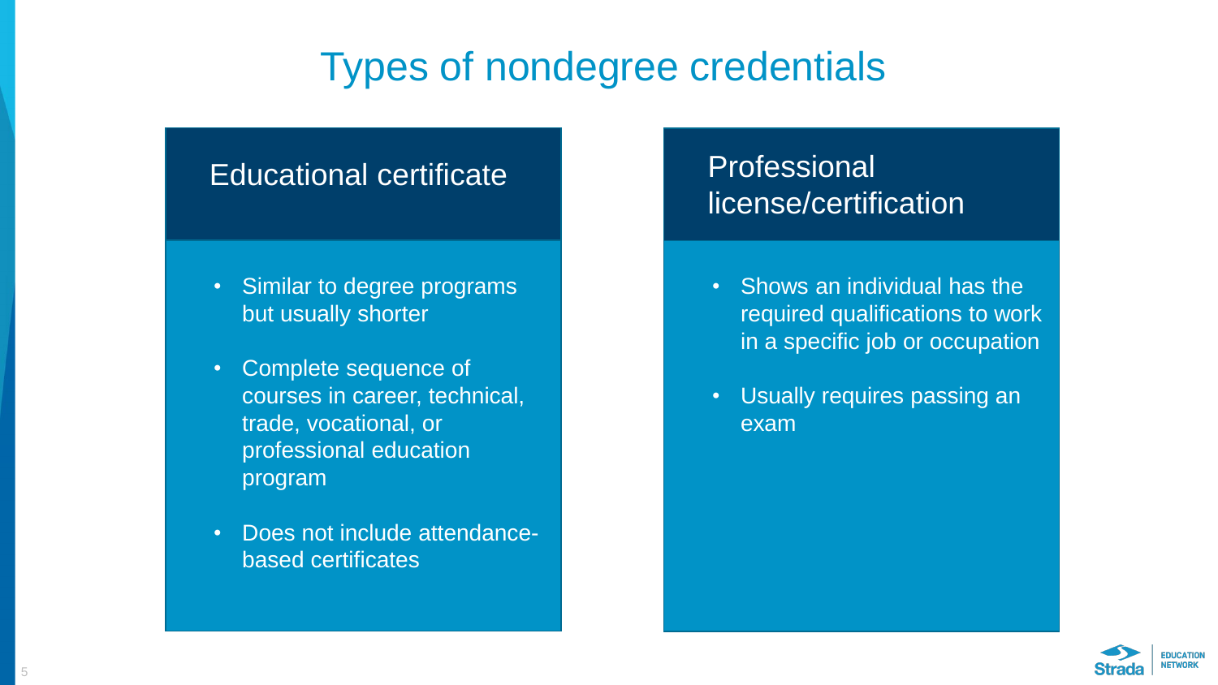# Types of nondegree credentials

## Educational certificate

- Similar to degree programs but usually shorter
- Complete sequence of courses in career, technical, trade, vocational, or professional education program
- Does not include attendance-based certificates

## Professional license/certification

- Shows an individual has the required qualifications to work in a specific job or occupation
- Usually requires passing an exam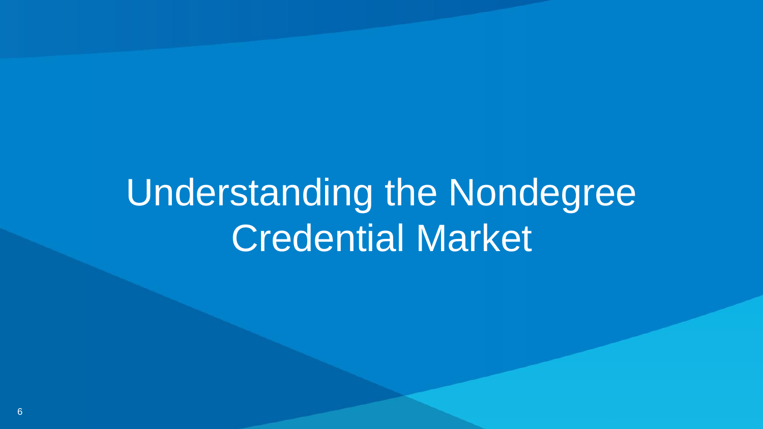# Understanding the Nondegree Credential Market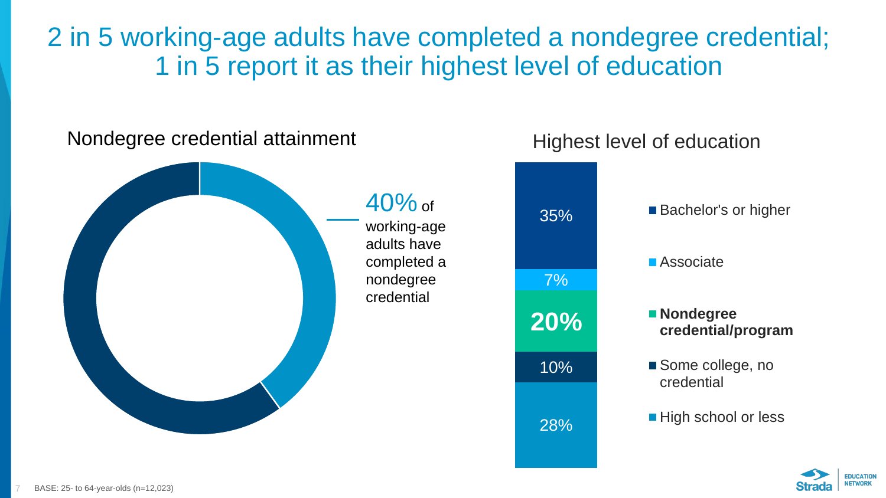# 2 in 5 working-age adults have completed a nondegree credential; 1 in 5 report it as their highest level of education

## Nondegree credential attainment

40% of working-age adults have completed a nondegree credential

## Highest level of education

| Level | Percent |
| --- | --- |
| Bachelor's or higher | 35% |
| Associate | 7% |
| **Nondegree credential/program** | **20%** |
| Some college, no credential | 10% |
| High school or less | 28% |

BASE: 25- to 64-year-olds (n=12,023)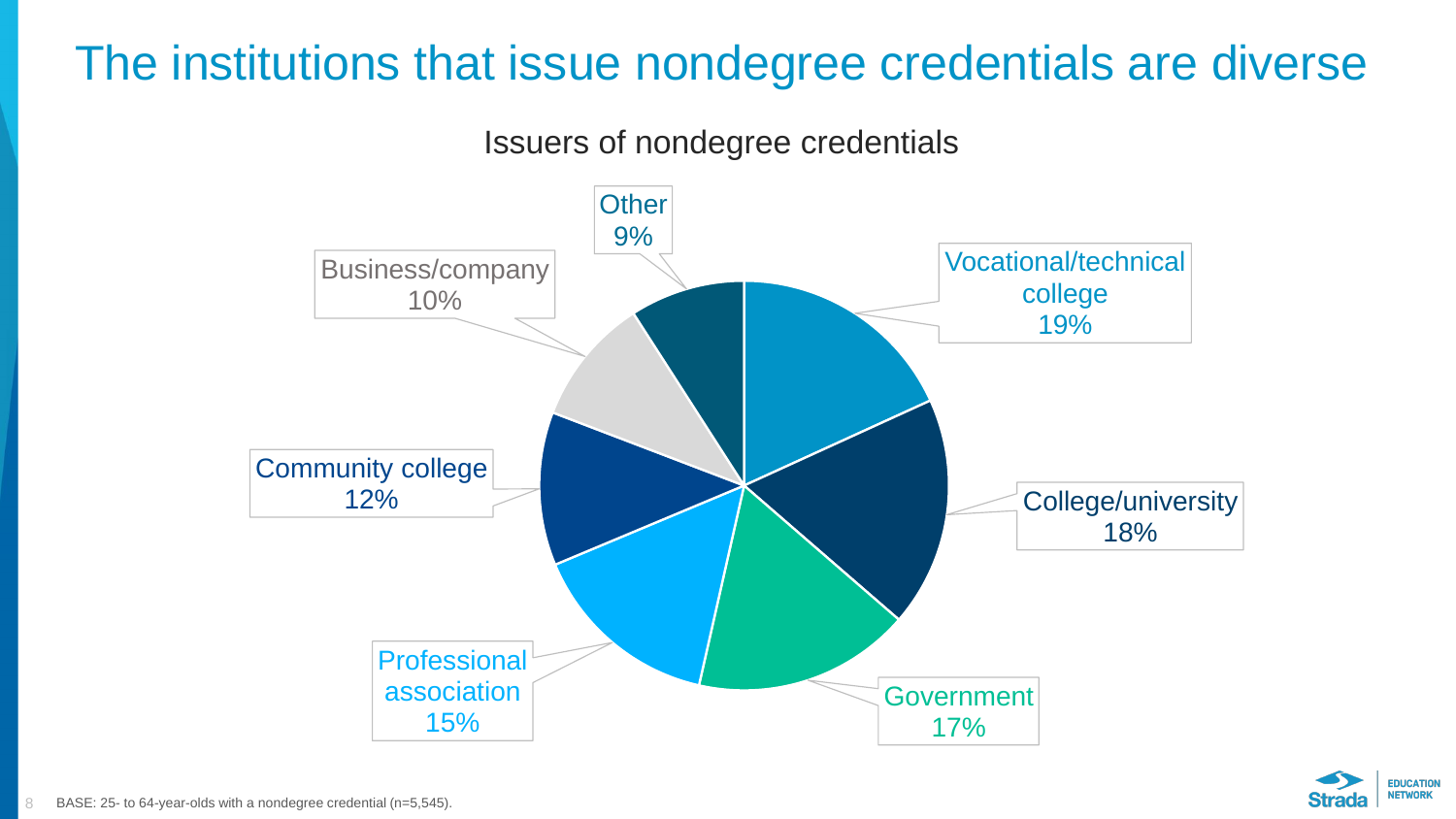# The institutions that issue nondegree credentials are diverse

## Issuers of nondegree credentials

| Issuer | Percentage |
| --- | --- |
| Vocational/technical college | 19% |
| College/university | 18% |
| Government | 17% |
| Professional association | 15% |
| Community college | 12% |
| Business/company | 10% |
| Other | 9% |

BASE: 25- to 64-year-olds with a nondegree credential (n=5,545).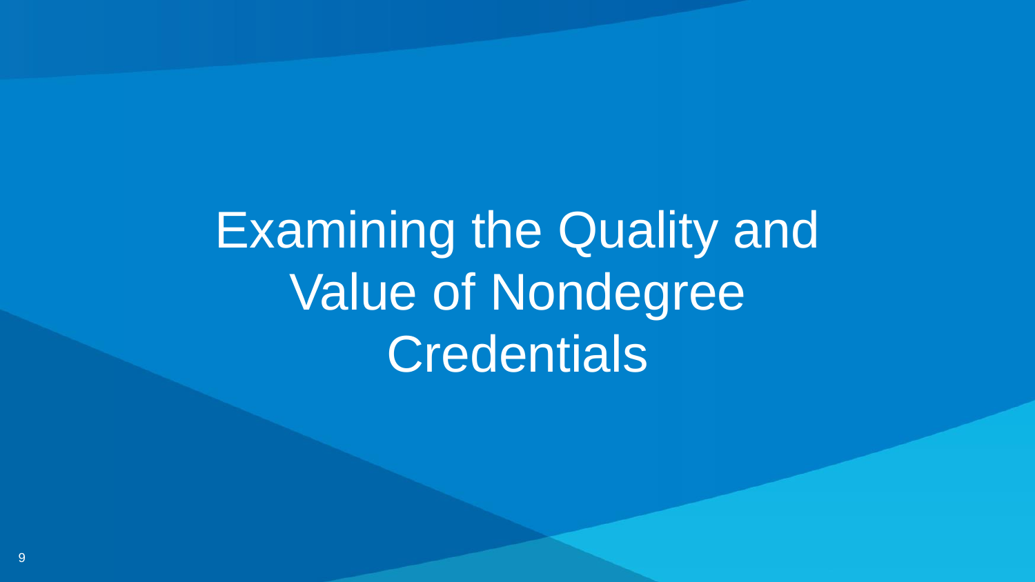# Examining the Quality and Value of Nondegree Credentials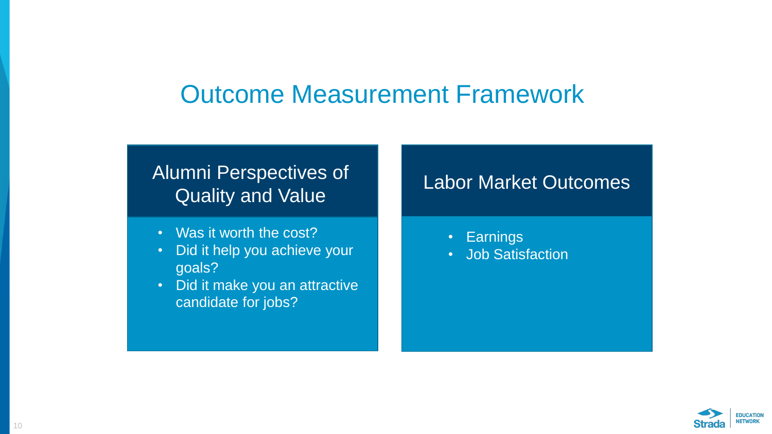# Outcome Measurement Framework

## Alumni Perspectives of Quality and Value

- Was it worth the cost?
- Did it help you achieve your goals?
- Did it make you an attractive candidate for jobs?

## Labor Market Outcomes

- Earnings
- Job Satisfaction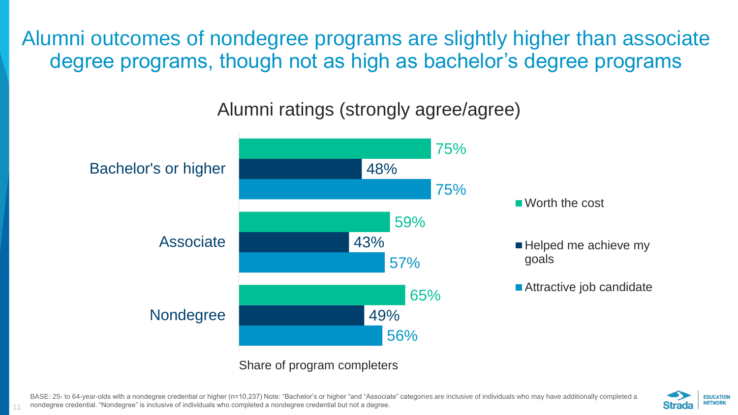# Alumni outcomes of nondegree programs are slightly higher than associate degree programs, though not as high as bachelor's degree programs

## Alumni ratings (strongly agree/agree)

| | Worth the cost | Helped me achieve my goals | Attractive job candidate |
|---|---|---|---|
| Bachelor's or higher | 75% | 48% | 75% |
| Associate | 59% | 43% | 57% |
| Nondegree | 65% | 49% | 56% |

Share of program completers

BASE: 25- to 64-year-olds with a nondegree credential or higher (n=10,237) Note: "Bachelor's or higher "and "Associate" categories are inclusive of individuals who may have additionally completed a nondegree credential. "Nondegree" is inclusive of individuals who completed a nondegree credential but not a degree.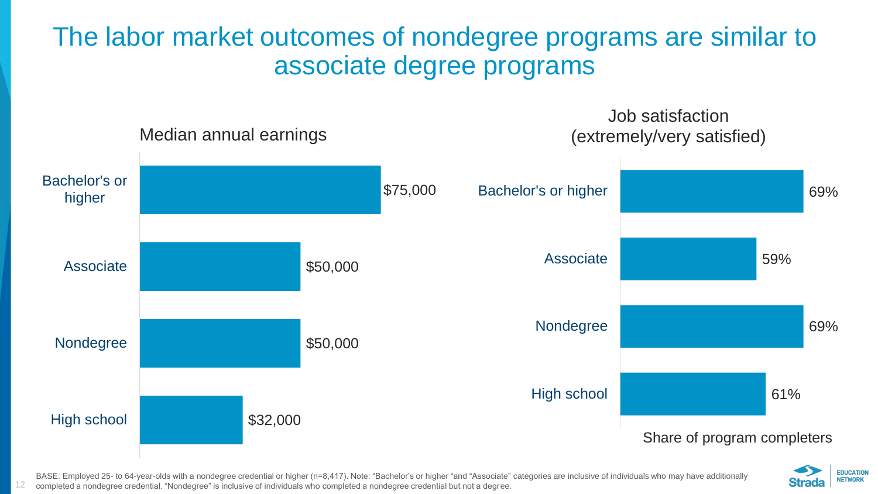# The labor market outcomes of nondegree programs are similar to associate degree programs

**Median annual earnings**

| | Median annual earnings |
|---|---|
| Bachelor's or higher | $75,000 |
| Associate | $50,000 |
| Nondegree | $50,000 |
| High school | $32,000 |

**Job satisfaction (extremely/very satisfied)**

| | Share of program completers |
|---|---|
| Bachelor's or higher | 69% |
| Associate | 59% |
| Nondegree | 69% |
| High school | 61% |

BASE: Employed 25- to 64-year-olds with a nondegree credential or higher (n=8,417). Note: "Bachelor's or higher "and "Associate" categories are inclusive of individuals who may have additionally completed a nondegree credential. "Nondegree" is inclusive of individuals who completed a nondegree credential but not a degree.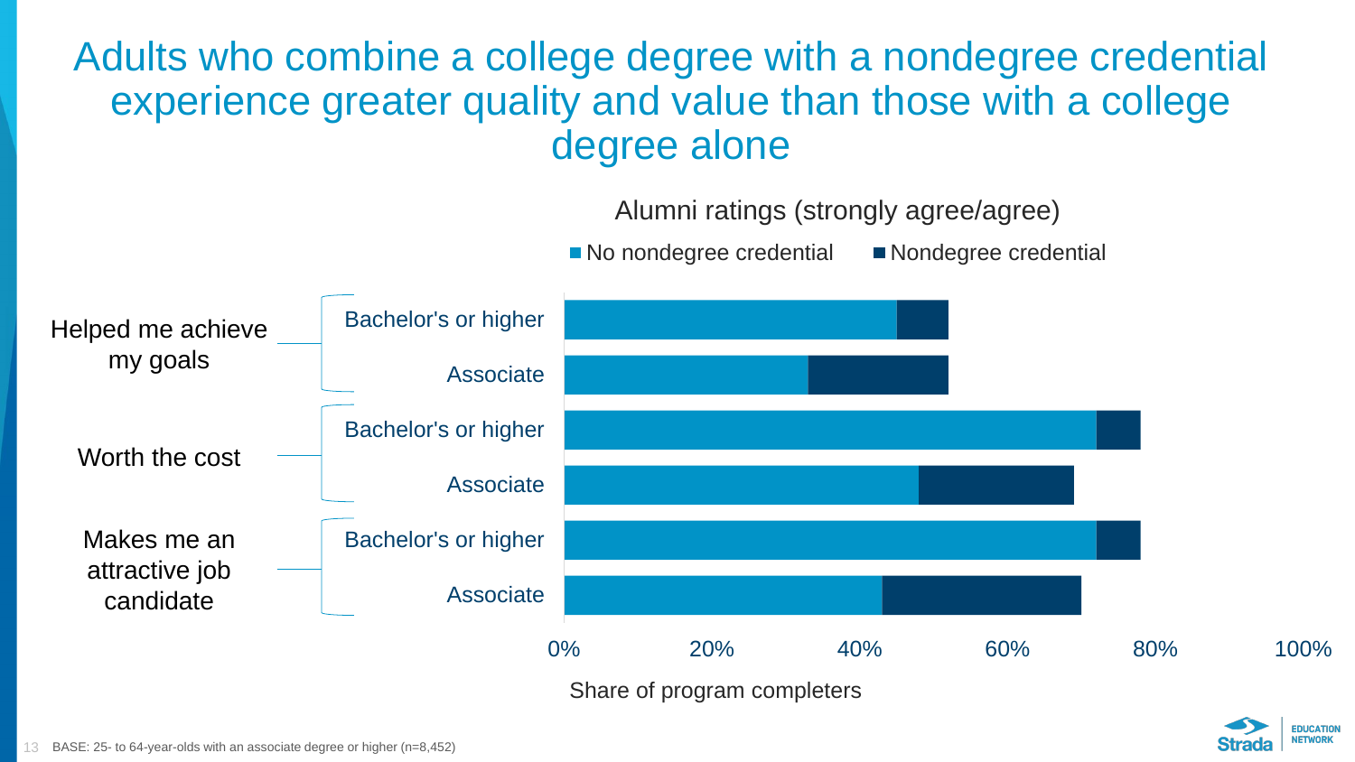# Adults who combine a college degree with a nondegree credential experience greater quality and value than those with a college degree alone

Alumni ratings (strongly agree/agree)

■ No nondegree credential ■ Nondegree credential

| | | |
|---|---|---|
| Helped me achieve my goals | Bachelor's or higher | |
| | Associate | |
| Worth the cost | Bachelor's or higher | |
| | Associate | |
| Makes me an attractive job candidate | Bachelor's or higher | |
| | Associate | |

0% 20% 40% 60% 80% 100%

Share of program completers

BASE: 25- to 64-year-olds with an associate degree or higher (n=8,452)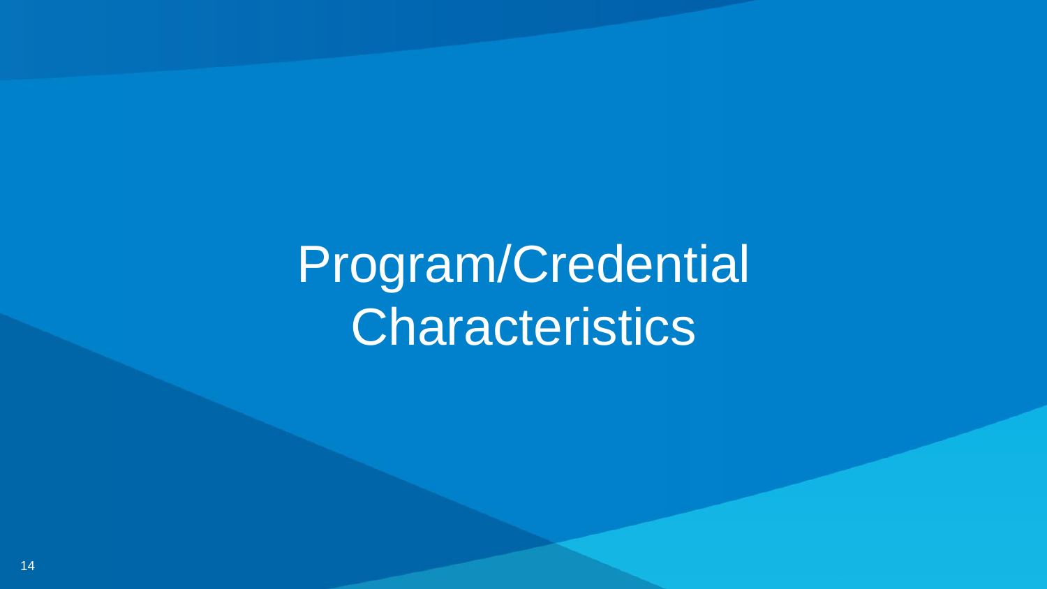# Program/Credential Characteristics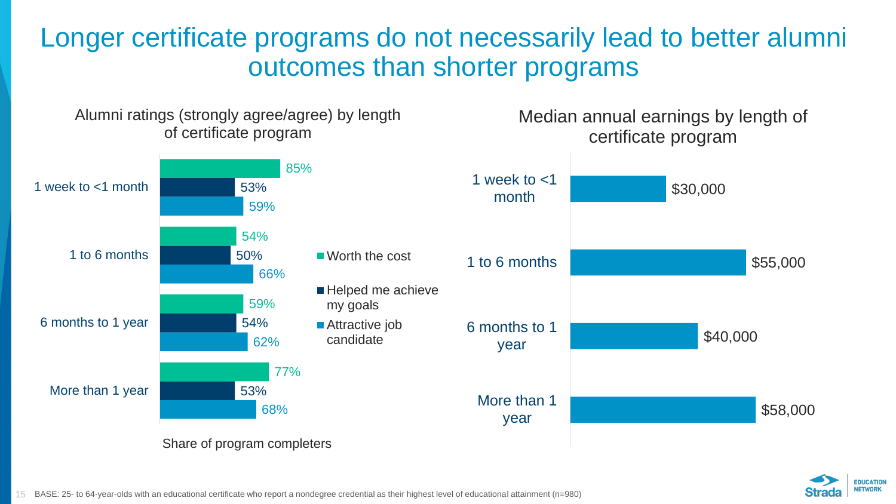# Longer certificate programs do not necessarily lead to better alumni outcomes than shorter programs

**Alumni ratings (strongly agree/agree) by length of certificate program**

| Length of certificate program | Worth the cost | Helped me achieve my goals | Attractive job candidate |
|---|---|---|---|
| 1 week to <1 month | 85% | 53% | 59% |
| 1 to 6 months | 54% | 50% | 66% |
| 6 months to 1 year | 59% | 54% | 62% |
| More than 1 year | 77% | 53% | 68% |

Share of program completers

**Median annual earnings by length of certificate program**

| Length of certificate program | Median annual earnings |
|---|---|
| 1 week to <1 month | $30,000 |
| 1 to 6 months | $55,000 |
| 6 months to 1 year | $40,000 |
| More than 1 year | $58,000 |

BASE: 25- to 64-year-olds with an educational certificate who report a nondegree credential as their highest level of educational attainment (n=980)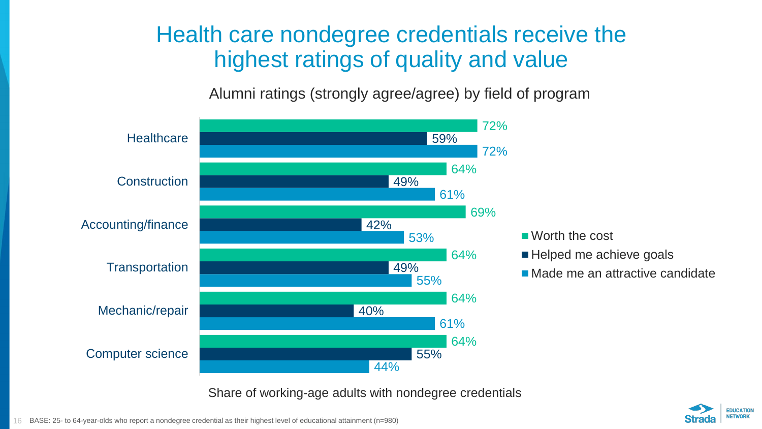# Health care nondegree credentials receive the highest ratings of quality and value

Alumni ratings (strongly agree/agree) by field of program

| Field | Worth the cost | Helped me achieve goals | Made me an attractive candidate |
|---|---|---|---|
| Healthcare | 72% | 59% | 72% |
| Construction | 64% | 49% | 61% |
| Accounting/finance | 69% | 42% | 53% |
| Transportation | 64% | 49% | 55% |
| Mechanic/repair | 64% | 40% | 61% |
| Computer science | 64% | 55% | 44% |

Share of working-age adults with nondegree credentials

BASE: 25- to 64-year-olds who report a nondegree credential as their highest level of educational attainment (n=980)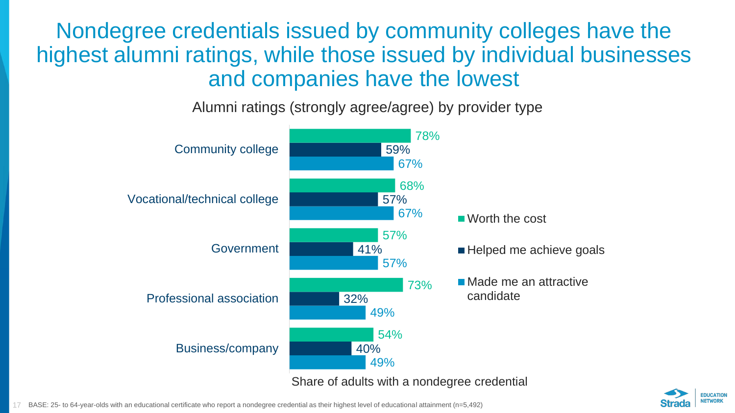# Nondegree credentials issued by community colleges have the highest alumni ratings, while those issued by individual businesses and companies have the lowest

Alumni ratings (strongly agree/agree) by provider type

| Provider type | Worth the cost | Helped me achieve goals | Made me an attractive candidate |
| --- | --- | --- | --- |
| Community college | 78% | 59% | 67% |
| Vocational/technical college | 68% | 57% | 67% |
| Government | 57% | 41% | 57% |
| Professional association | 73% | 32% | 49% |
| Business/company | 54% | 40% | 49% |

Share of adults with a nondegree credential

BASE: 25- to 64-year-olds with an educational certificate who report a nondegree credential as their highest level of educational attainment (n=5,492)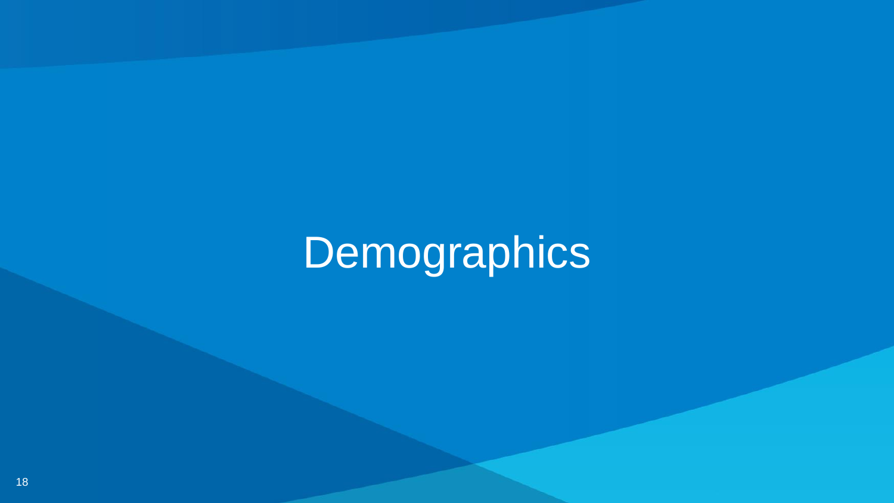# Demographics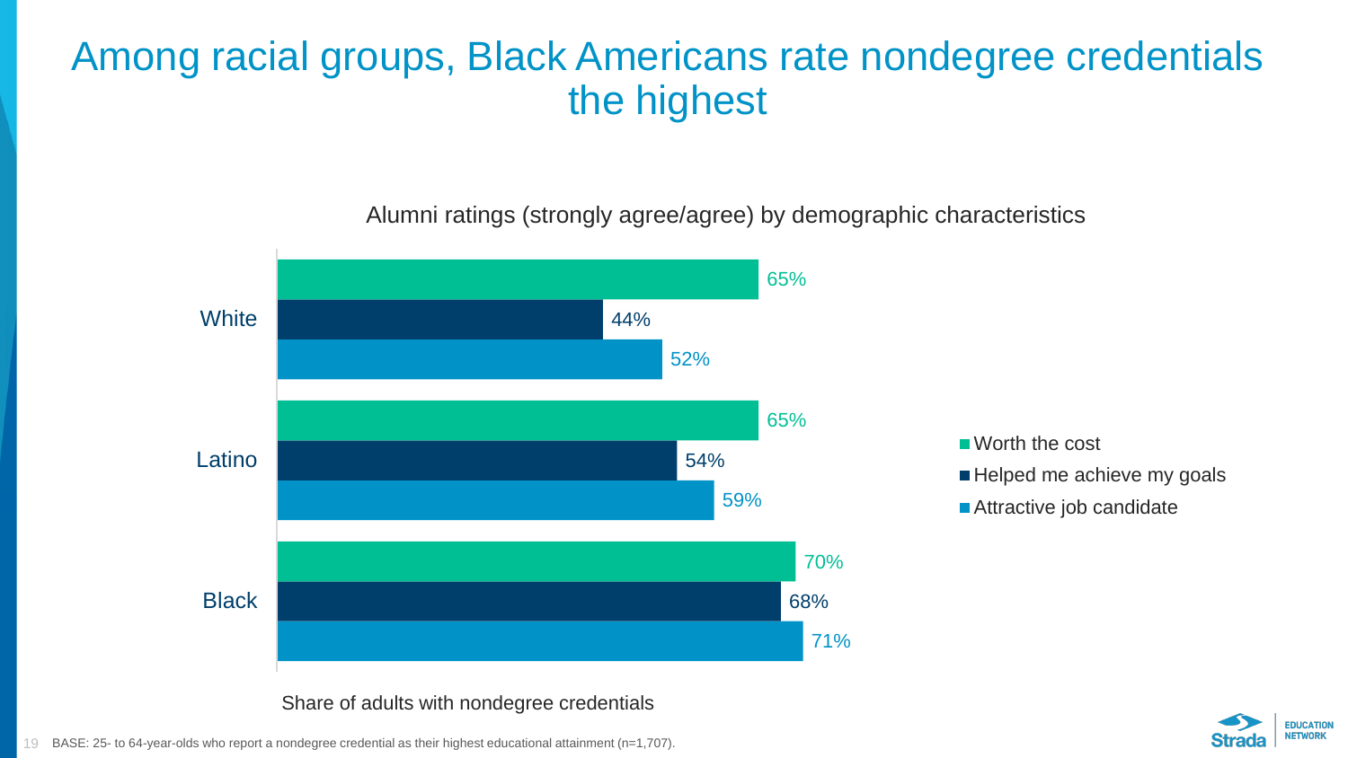# Among racial groups, Black Americans rate nondegree credentials the highest

Alumni ratings (strongly agree/agree) by demographic characteristics

| | Worth the cost | Helped me achieve my goals | Attractive job candidate |
|---|---|---|---|
| White | 65% | 44% | 52% |
| Latino | 65% | 54% | 59% |
| Black | 70% | 68% | 71% |

Share of adults with nondegree credentials

BASE: 25- to 64-year-olds who report a nondegree credential as their highest educational attainment (n=1,707).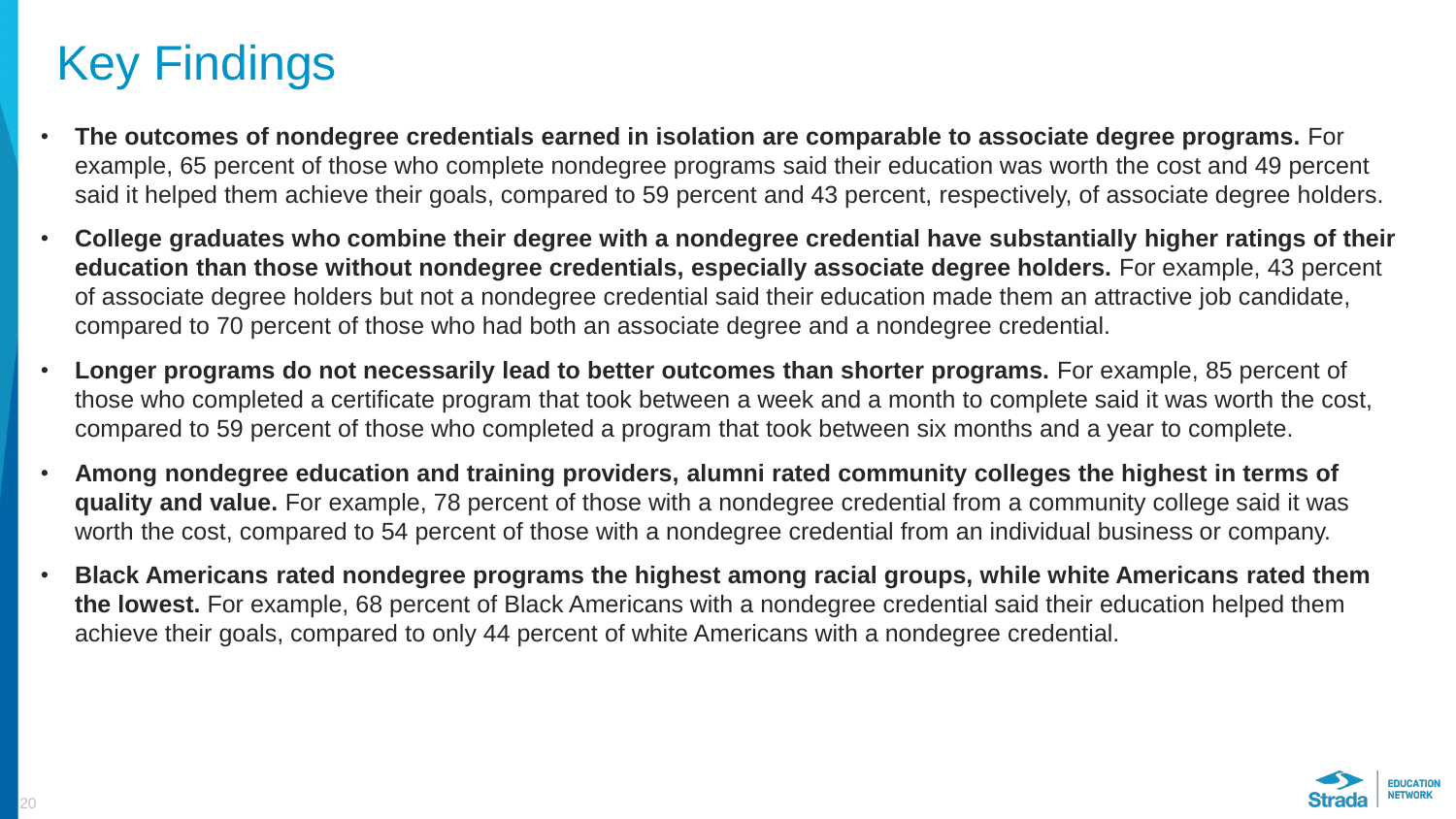# Key Findings

- **The outcomes of nondegree credentials earned in isolation are comparable to associate degree programs.** For example, 65 percent of those who complete nondegree programs said their education was worth the cost and 49 percent said it helped them achieve their goals, compared to 59 percent and 43 percent, respectively, of associate degree holders.
- **College graduates who combine their degree with a nondegree credential have substantially higher ratings of their education than those without nondegree credentials, especially associate degree holders.** For example, 43 percent of associate degree holders but not a nondegree credential said their education made them an attractive job candidate, compared to 70 percent of those who had both an associate degree and a nondegree credential.
- **Longer programs do not necessarily lead to better outcomes than shorter programs.** For example, 85 percent of those who completed a certificate program that took between a week and a month to complete said it was worth the cost, compared to 59 percent of those who completed a program that took between six months and a year to complete.
- **Among nondegree education and training providers, alumni rated community colleges the highest in terms of quality and value.** For example, 78 percent of those with a nondegree credential from a community college said it was worth the cost, compared to 54 percent of those with a nondegree credential from an individual business or company.
- **Black Americans rated nondegree programs the highest among racial groups, while white Americans rated them the lowest.** For example, 68 percent of Black Americans with a nondegree credential said their education helped them achieve their goals, compared to only 44 percent of white Americans with a nondegree credential.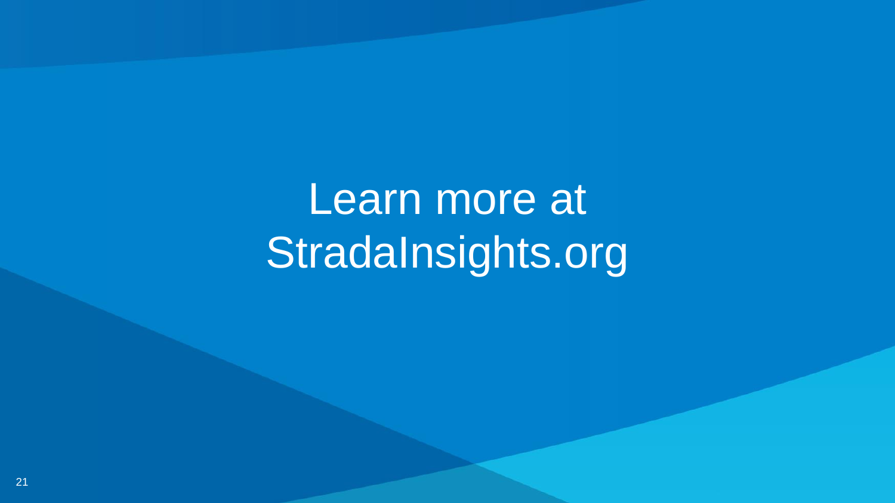Learn more at StradaInsights.org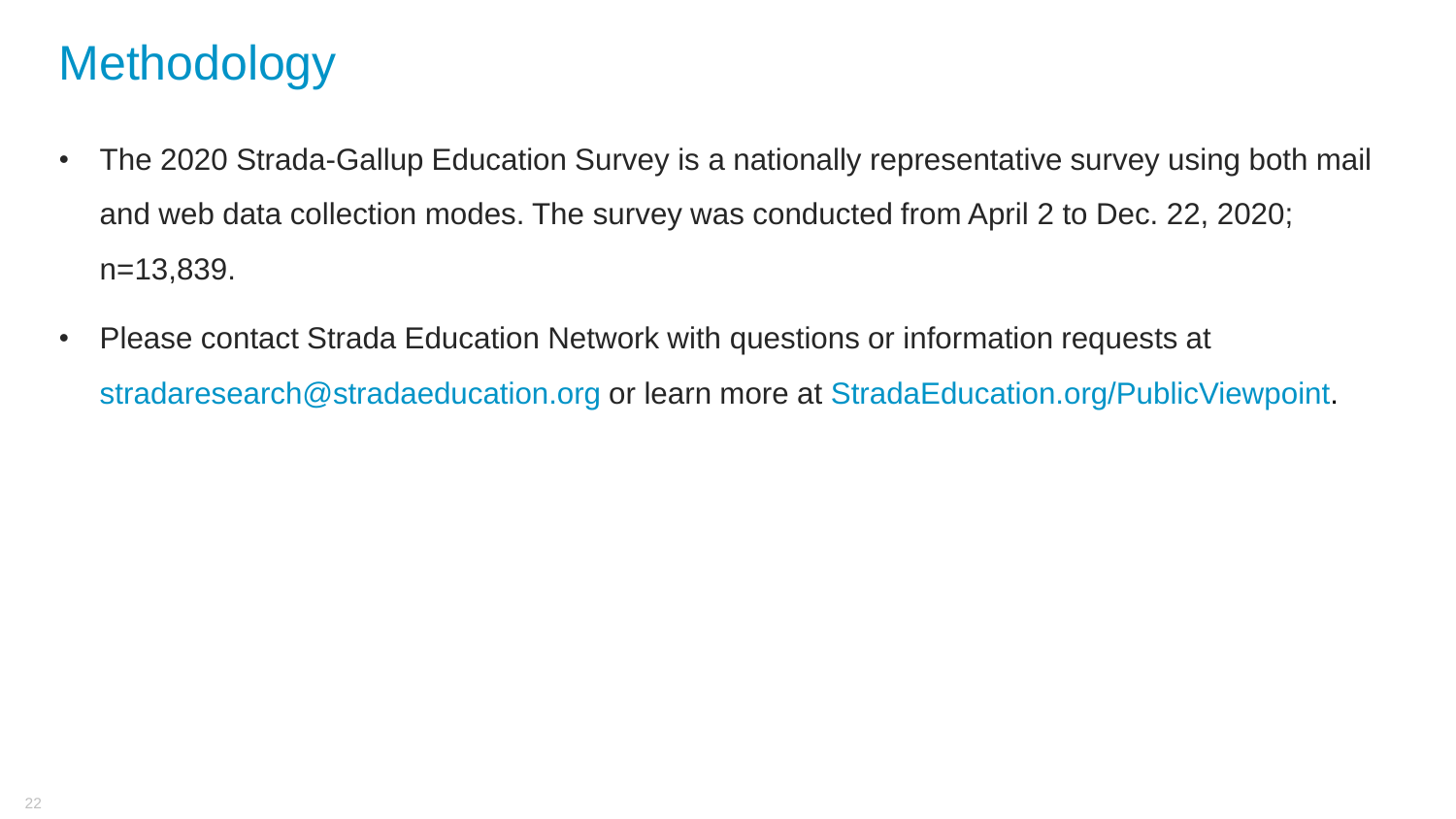# Methodology

- The 2020 Strada-Gallup Education Survey is a nationally representative survey using both mail and web data collection modes. The survey was conducted from April 2 to Dec. 22, 2020; n=13,839.
- Please contact Strada Education Network with questions or information requests at stradaresearch@stradaeducation.org or learn more at StradaEducation.org/PublicViewpoint.